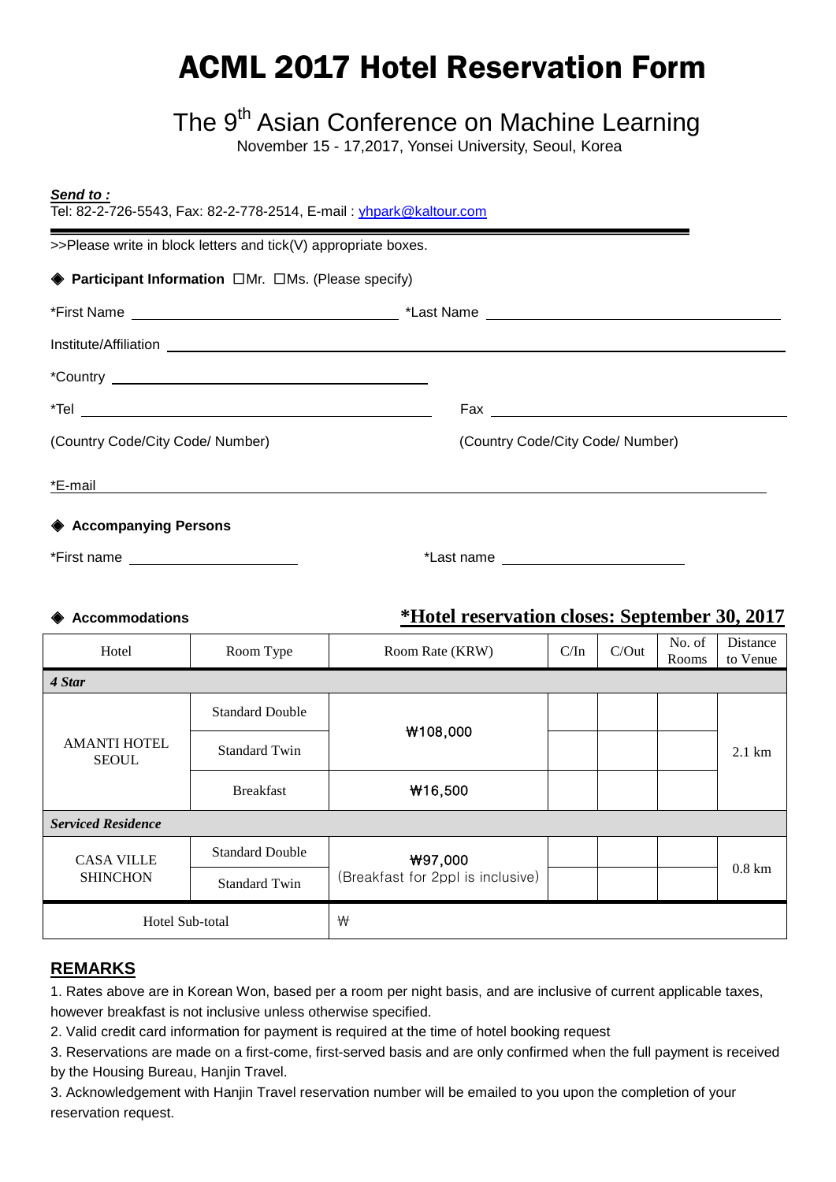# ACML 2017 Hotel Reservation Form

## The 9th Asian Conference on Machine Learning

November 15 - 17,2017, Yonsei University, Seoul, Korea

***Send to :***
Tel: 82-2-726-5543, Fax: 82-2-778-2514, E-mail : yhpark@kaltour.com

>>Please write in block letters and tick(V) appropriate boxes.

◈ **Participant Information** ☐Mr. ☐Ms. (Please specify)

*First Name ______________________ *Last Name ______________________

Institute/Affiliation ______________________________________________

*Country ______________________

*Tel ______________________ Fax ______________________

(Country Code/City Code/ Number) (Country Code/City Code/ Number)

*E-mail ______________________________________________

◈ **Accompanying Persons**

*First name ______________ *Last name ______________

◈ **Accommodations** **\*Hotel reservation closes: September 30, 2017**

| Hotel | Room Type | Room Rate (KRW) | C/In | C/Out | No. of Rooms | Distance to Venue |
|---|---|---|---|---|---|---|
| ***4 Star*** | | | | | | |
| AMANTI HOTEL SEOUL | Standard Double | ₩108,000 | | | | 2.1 km |
| | Standard Twin | | | | | |
| | Breakfast | ₩16,500 | | | | |
| ***Serviced Residence*** | | | | | | |
| CASA VILLE SHINCHON | Standard Double | ₩97,000 (Breakfast for 2ppl is inclusive) | | | | 0.8 km |
| | Standard Twin | | | | | |
| Hotel Sub-total | | ₩ | | | | |

## REMARKS

1. Rates above are in Korean Won, based per a room per night basis, and are inclusive of current applicable taxes, however breakfast is not inclusive unless otherwise specified.
2. Valid credit card information for payment is required at the time of hotel booking request
3. Reservations are made on a first-come, first-served basis and are only confirmed when the full payment is received by the Housing Bureau, Hanjin Travel.
3. Acknowledgement with Hanjin Travel reservation number will be emailed to you upon the completion of your reservation request.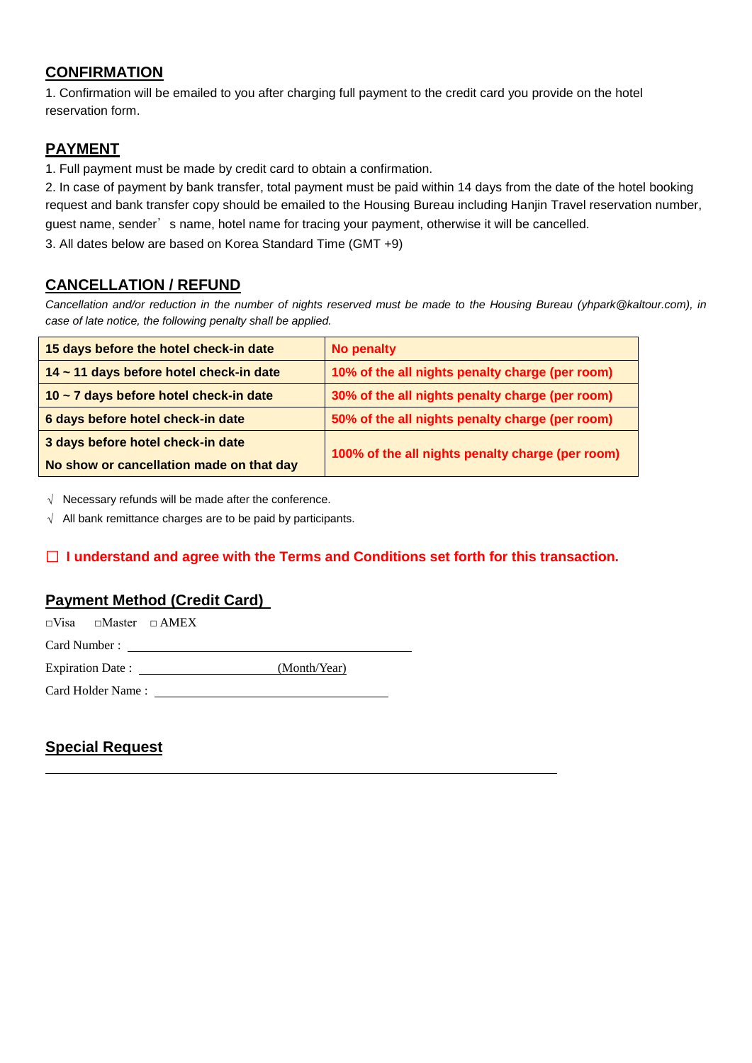## CONFIRMATION

1. Confirmation will be emailed to you after charging full payment to the credit card you provide on the hotel reservation form.

## PAYMENT

1. Full payment must be made by credit card to obtain a confirmation.
2. In case of payment by bank transfer, total payment must be paid within 14 days from the date of the hotel booking request and bank transfer copy should be emailed to the Housing Bureau including Hanjin Travel reservation number, guest name, sender' s name, hotel name for tracing your payment, otherwise it will be cancelled.
3. All dates below are based on Korea Standard Time (GMT +9)

## CANCELLATION / REFUND

*Cancellation and/or reduction in the number of nights reserved must be made to the Housing Bureau (yhpark@kaltour.com), in case of late notice, the following penalty shall be applied.*

| | |
|---|---|
| **15 days before the hotel check-in date** | **No penalty** |
| **14 ~ 11 days before hotel check-in date** | **10% of the all nights penalty charge (per room)** |
| **10 ~ 7 days before hotel check-in date** | **30% of the all nights penalty charge (per room)** |
| **6 days before hotel check-in date** | **50% of the all nights penalty charge (per room)** |
| **3 days before hotel check-in date**<br>**No show or cancellation made on that day** | **100% of the all nights penalty charge (per room)** |

√ Necessary refunds will be made after the conference.

√ All bank remittance charges are to be paid by participants.

**☐ I understand and agree with the Terms and Conditions set forth for this transaction.**

## Payment Method (Credit Card)

□Visa □Master □ AMEX

Card Number : ______________________________

Expiration Date : ________________ (Month/Year)

Card Holder Name : __________________________

## Special Request

______________________________________________________